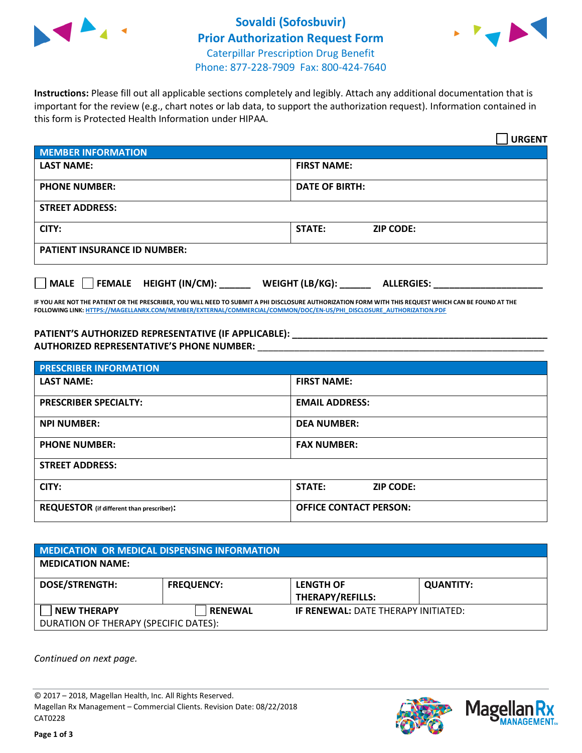# Sovaldi (Sofosbuvir) Prior Authorization Request Form

Caterpillar Prescription Drug Benefit
Phone: 877-228-7909 Fax: 800-424-7640

**Instructions:** Please fill out all applicable sections completely and legibly. Attach any additional documentation that is important for the review (e.g., chart notes or lab data, to support the authorization request). Information contained in this form is Protected Health Information under HIPAA.

☐ **URGENT**

| MEMBER INFORMATION | |
|---|---|
| **LAST NAME:** | **FIRST NAME:** |
| **PHONE NUMBER:** | **DATE OF BIRTH:** |
| **STREET ADDRESS:** | |
| **CITY:** | **STATE:** **ZIP CODE:** |
| **PATIENT INSURANCE ID NUMBER:** | |

☐ **MALE** ☐ **FEMALE** **HEIGHT (IN/CM):** ______ **WEIGHT (LB/KG):** ______ **ALLERGIES:** ____________________

**IF YOU ARE NOT THE PATIENT OR THE PRESCRIBER, YOU WILL NEED TO SUBMIT A PHI DISCLOSURE AUTHORIZATION FORM WITH THIS REQUEST WHICH CAN BE FOUND AT THE FOLLOWING LINK:** HTTPS://MAGELLANRX.COM/MEMBER/EXTERNAL/COMMERCIAL/COMMON/DOC/EN-US/PHI_DISCLOSURE_AUTHORIZATION.PDF

**PATIENT'S AUTHORIZED REPRESENTATIVE (IF APPLICABLE):** ____________________
**AUTHORIZED REPRESENTATIVE'S PHONE NUMBER:** ____________________

| PRESCRIBER INFORMATION | |
|---|---|
| **LAST NAME:** | **FIRST NAME:** |
| **PRESCRIBER SPECIALTY:** | **EMAIL ADDRESS:** |
| **NPI NUMBER:** | **DEA NUMBER:** |
| **PHONE NUMBER:** | **FAX NUMBER:** |
| **STREET ADDRESS:** | |
| **CITY:** | **STATE:** **ZIP CODE:** |
| **REQUESTOR** (if different than prescriber): | **OFFICE CONTACT PERSON:** |

| MEDICATION OR MEDICAL DISPENSING INFORMATION | | | |
|---|---|---|---|
| **MEDICATION NAME:** | | | |
| **DOSE/STRENGTH:** | **FREQUENCY:** | **LENGTH OF THERAPY/REFILLS:** | **QUANTITY:** |
| ☐ **NEW THERAPY** | ☐ **RENEWAL** | **IF RENEWAL:** DATE THERAPY INITIATED: | |
| DURATION OF THERAPY (SPECIFIC DATES): | | | |

*Continued on next page.*

© 2017 – 2018, Magellan Health, Inc. All Rights Reserved.
Magellan Rx Management – Commercial Clients. Revision Date: 08/22/2018
CAT0228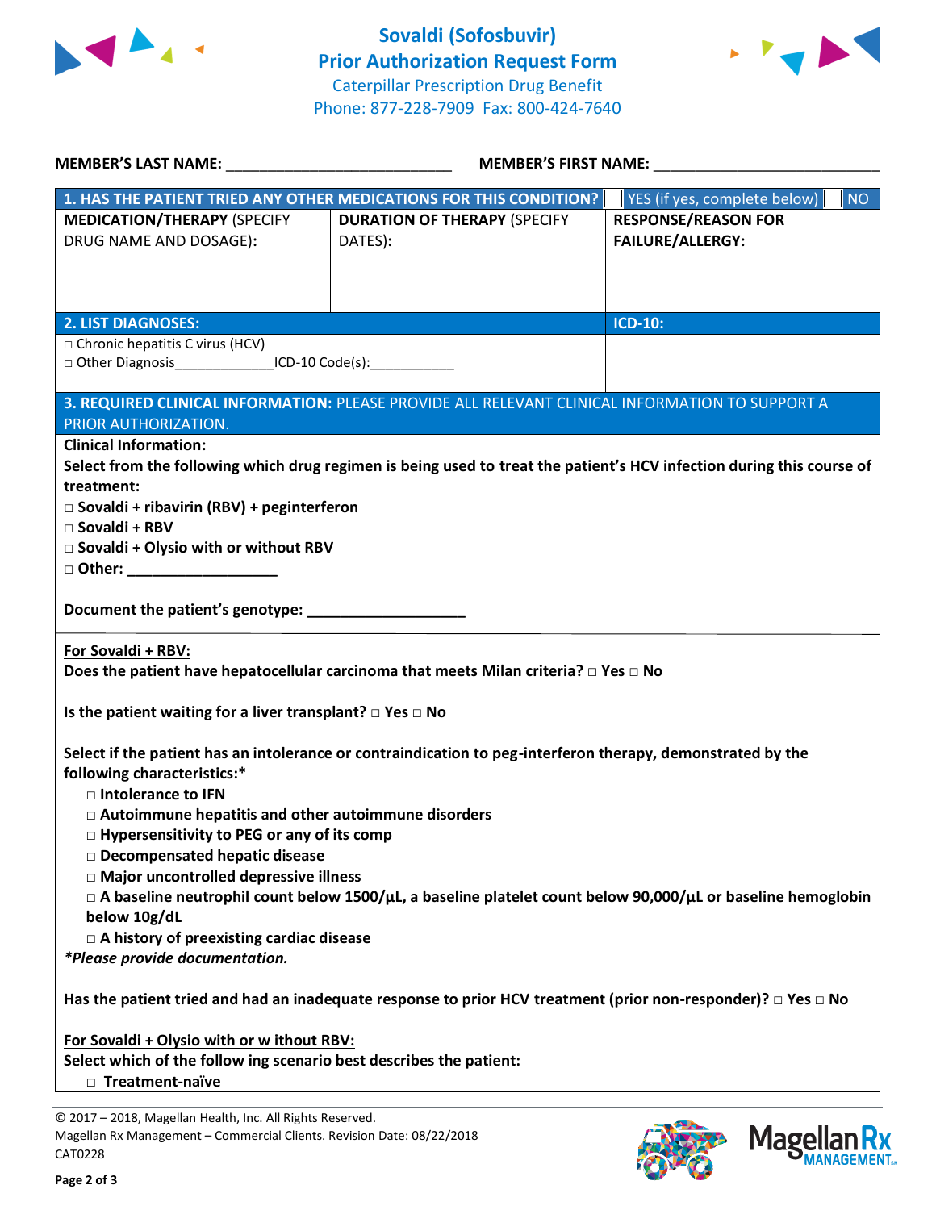# Sovaldi (Sofosbuvir)
## Prior Authorization Request Form
Caterpillar Prescription Drug Benefit
Phone: 877-228-7909 Fax: 800-424-7640

**MEMBER'S LAST NAME:** ___________________________ **MEMBER'S FIRST NAME:** ___________________________

| **1. HAS THE PATIENT TRIED ANY OTHER MEDICATIONS FOR THIS CONDITION?** | | ☐ YES (if yes, complete below) ☐ NO |
|---|---|---|
| **MEDICATION/THERAPY** (SPECIFY DRUG NAME AND DOSAGE): | **DURATION OF THERAPY** (SPECIFY DATES): | **RESPONSE/REASON FOR FAILURE/ALLERGY:** |
| | | |

| **2. LIST DIAGNOSES:** | **ICD-10:** |
|---|---|
| □ Chronic hepatitis C virus (HCV)<br>□ Other Diagnosis_____________ICD-10 Code(s):___________ | |

**3. REQUIRED CLINICAL INFORMATION:** PLEASE PROVIDE ALL RELEVANT CLINICAL INFORMATION TO SUPPORT A PRIOR AUTHORIZATION.

**Clinical Information:**

**Select from the following which drug regimen is being used to treat the patient's HCV infection during this course of treatment:**

**□ Sovaldi + ribavirin (RBV) + peginterferon**
**□ Sovaldi + RBV**
**□ Sovaldi + Olysio with or without RBV**
**□ Other: __________________**

**Document the patient's genotype: ___________________**

**For Sovaldi + RBV:**
**Does the patient have hepatocellular carcinoma that meets Milan criteria? □ Yes □ No**

**Is the patient waiting for a liver transplant? □ Yes □ No**

**Select if the patient has an intolerance or contraindication to peg-interferon therapy, demonstrated by the following characteristics:***

- **□ Intolerance to IFN**
- **□ Autoimmune hepatitis and other autoimmune disorders**
- **□ Hypersensitivity to PEG or any of its comp**
- **□ Decompensated hepatic disease**
- **□ Major uncontrolled depressive illness**
- **□ A baseline neutrophil count below 1500/µL, a baseline platelet count below 90,000/µL or baseline hemoglobin below 10g/dL**
- **□ A history of preexisting cardiac disease**

***Please provide documentation.***

**Has the patient tried and had an inadequate response to prior HCV treatment (prior non-responder)? □ Yes □ No**

**For Sovaldi + Olysio with or w ithout RBV:**
**Select which of the follow ing scenario best describes the patient:**

- **□ Treatment-naïve**

© 2017 – 2018, Magellan Health, Inc. All Rights Reserved.
Magellan Rx Management – Commercial Clients. Revision Date: 08/22/2018
CAT0228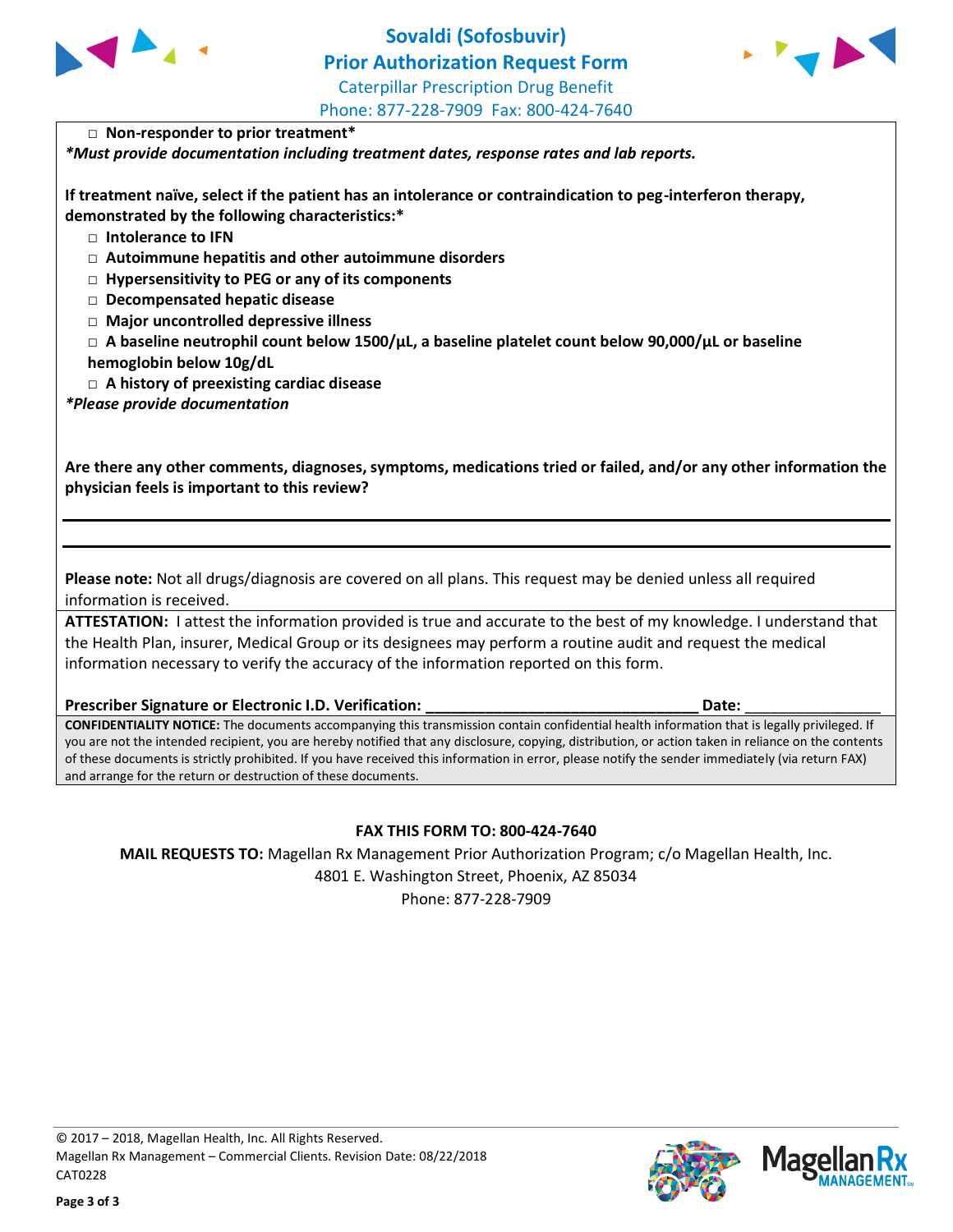- □ **Non-responder to prior treatment***

***Must provide documentation including treatment dates, response rates and lab reports.***

**If treatment naïve, select if the patient has an intolerance or contraindication to peg-interferon therapy, demonstrated by the following characteristics:***

- □ **Intolerance to IFN**
- □ **Autoimmune hepatitis and other autoimmune disorders**
- □ **Hypersensitivity to PEG or any of its components**
- □ **Decompensated hepatic disease**
- □ **Major uncontrolled depressive illness**
- □ **A baseline neutrophil count below 1500/µL, a baseline platelet count below 90,000/µL or baseline hemoglobin below 10g/dL**
- □ **A history of preexisting cardiac disease**

***Please provide documentation***

**Are there any other comments, diagnoses, symptoms, medications tried or failed, and/or any other information the physician feels is important to this review?**

______________________________________________________________________

______________________________________________________________________

**Please note:** Not all drugs/diagnosis are covered on all plans. This request may be denied unless all required information is received.

**ATTESTATION:** I attest the information provided is true and accurate to the best of my knowledge. I understand that the Health Plan, insurer, Medical Group or its designees may perform a routine audit and request the medical information necessary to verify the accuracy of the information reported on this form.

**Prescriber Signature or Electronic I.D. Verification: ________________________________ Date: ________________**

**CONFIDENTIALITY NOTICE:** The documents accompanying this transmission contain confidential health information that is legally privileged. If you are not the intended recipient, you are hereby notified that any disclosure, copying, distribution, or action taken in reliance on the contents of these documents is strictly prohibited. If you have received this information in error, please notify the sender immediately (via return FAX) and arrange for the return or destruction of these documents.

**FAX THIS FORM TO: 800-424-7640**

**MAIL REQUESTS TO:** Magellan Rx Management Prior Authorization Program; c/o Magellan Health, Inc.
4801 E. Washington Street, Phoenix, AZ 85034
Phone: 877-228-7909

© 2017 – 2018, Magellan Health, Inc. All Rights Reserved.
Magellan Rx Management – Commercial Clients. Revision Date: 08/22/2018
CAT0228